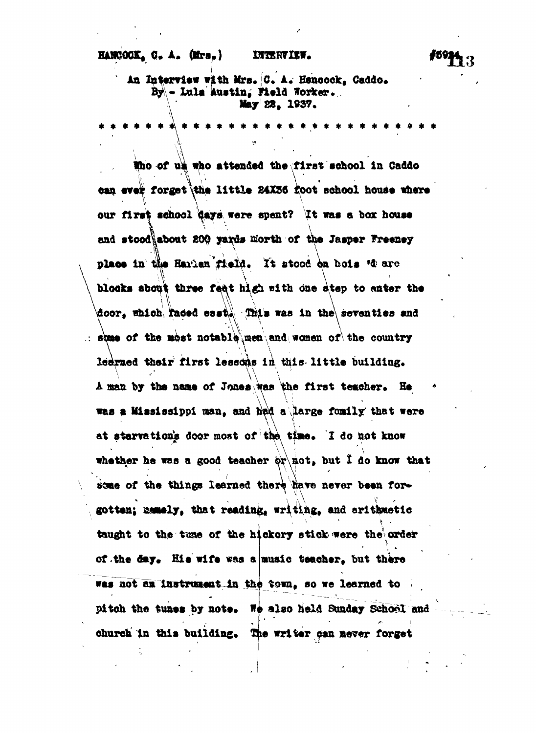HANCOCK, C. A. (Mrs.) INTERVIEW. #5924

An Interview with Mrs. C. A. Hancock, Caddo.
By - Lula Austin, Field Worker.
May 22, 1937.

* * * * * * * * * * * * * * * * * * * * * * * * * * * *

Who of us who attended the first school in Caddo can ever forget the little 24X36 foot school house where our first school days were spent? It was a box house and stood about 200 yards North of the Jasper Freeney place in the Harlan field. It stood on bois 'd arc blocks about three feet high with one step to enter the door, which faced east. This was in the seventies and some of the most notable men and women of the country learned their first lessons in this little building. A man by the name of Jones was the first teacher. He was a Mississippi man, and had a large family that were at starvation's door most of the time. I do not know whether he was a good teacher or not, but I do know that some of the things learned there have never been forgotten; namely, that reading, writing, and arithmetic taught to the tune of the hickory stick were the order of the day. His wife was a music teacher, but there was not an instrument in the town, so we learned to pitch the tunes by note. We also held Sunday School and church in this building. The writer can never forget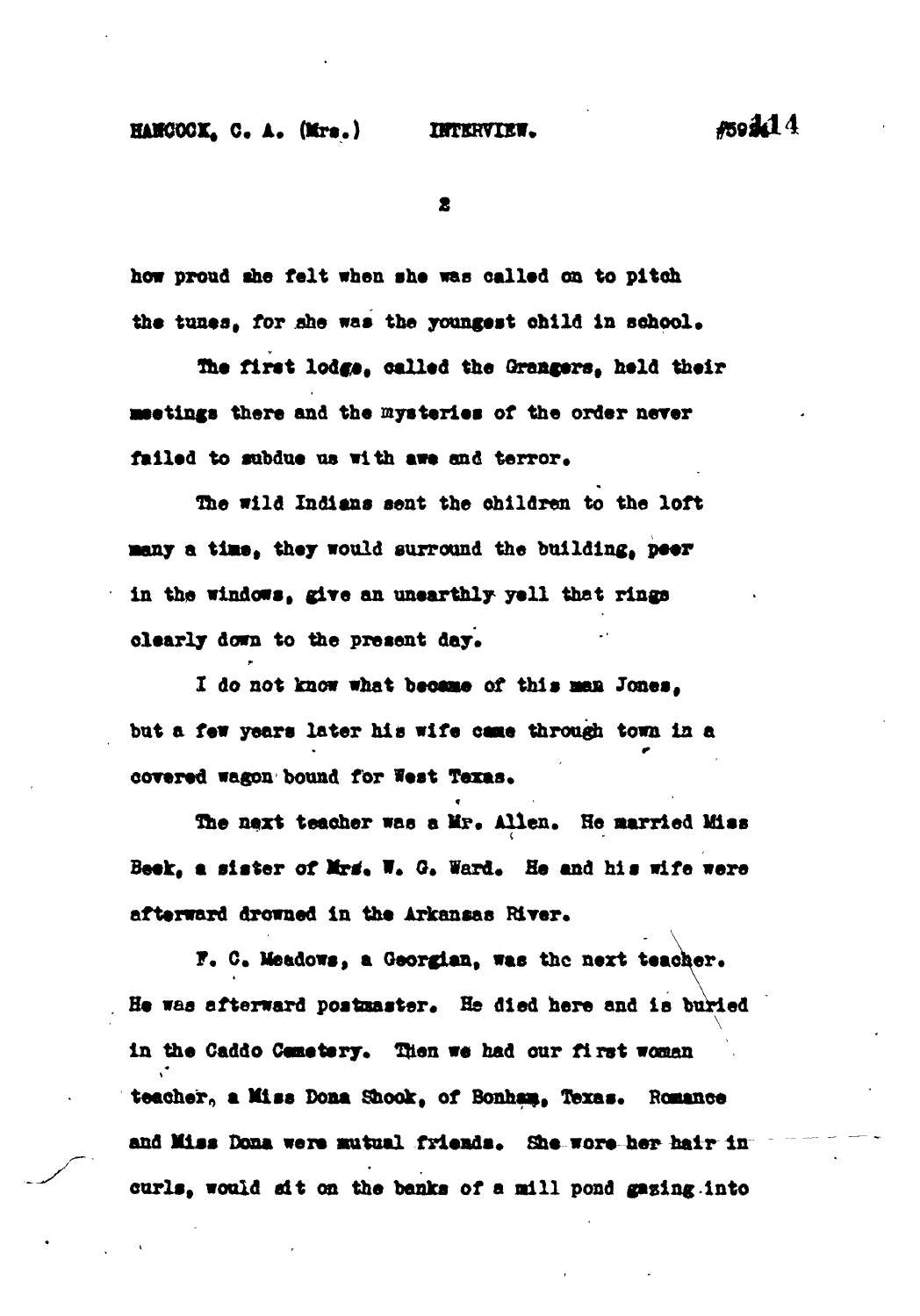how proud she felt when she was called on to pitch the tunes, for she was the youngest child in school.

The first lodge, called the Grangers, held their meetings there and the mysteries of the order never failed to subdue us with awe and terror.

The wild Indians sent the children to the loft many a time, they would surround the building, peer in the windows, give an unearthly yell that rings clearly down to the present day.

I do not know what became of this man Jones, but a few years later his wife came through town in a covered wagon bound for West Texas.

The next teacher was a Mr. Allen. He married Miss Beek, a sister of Mrs. W. G. Ward. He and his wife were afterward drowned in the Arkansas River.

F. C. Meadows, a Georgian, was the next teacher. He was afterward postmaster. He died here and is buried in the Caddo Cemetery. Then we had our first woman teacher, a Miss Dona Shook, of Bonham, Texas. Romance and Miss Dona were mutual friends. She wore her hair in curls, would sit on the banks of a mill pond gazing into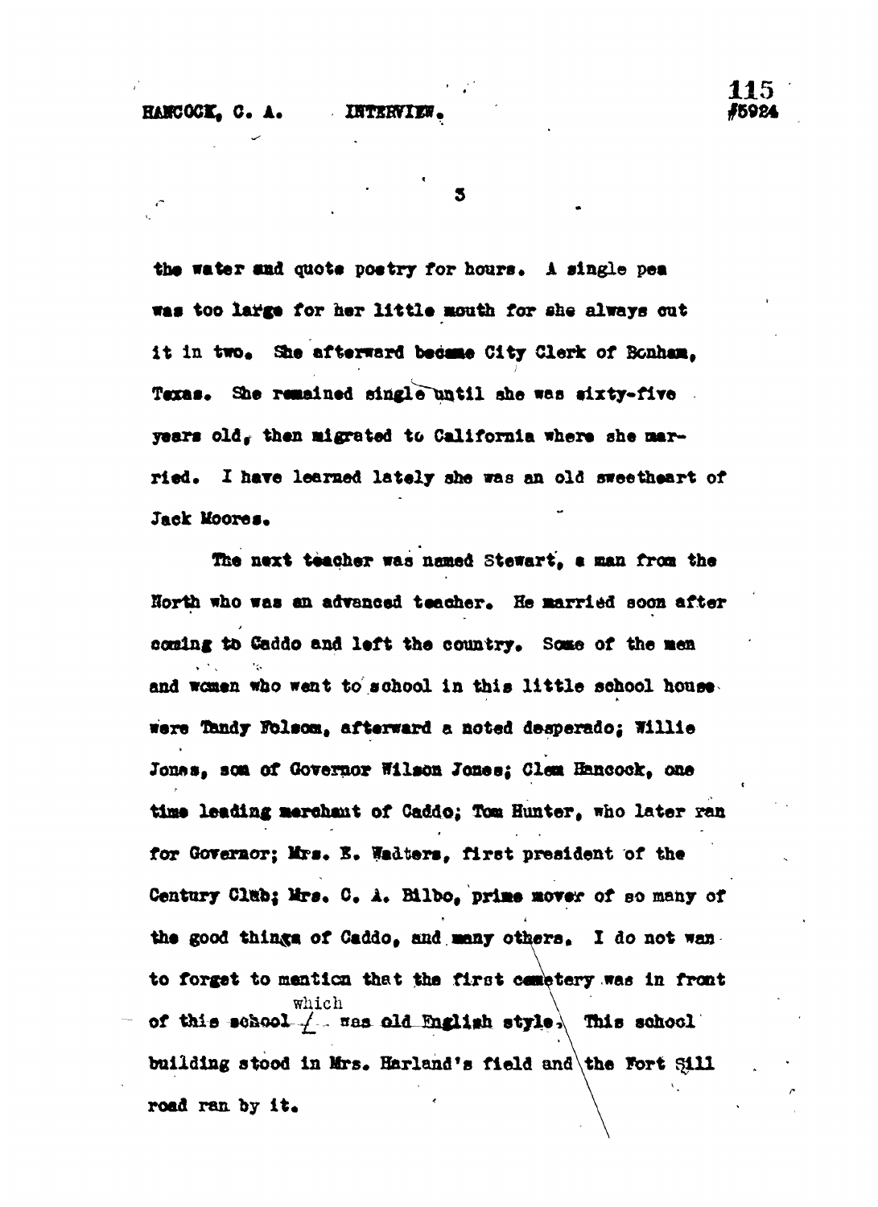the water and quote poetry for hours. A single pea was too large for her little mouth for she always cut it in two. She afterward became City Clerk of Bonham, Texas. She remained single until she was sixty-five years old, then migrated to California where she married. I have learned lately she was an old sweetheart of Jack Moores.

The next teacher was named Stewart, a man from the North who was an advanced teacher. He married soon after coming to Caddo and left the country. Some of the men and women who went to school in this little school house were Tandy Folsom, afterward a noted desperado; Willie Jones, son of Governor Wilson Jones; Clem Hancock, one time leading merchant of Caddo; Tom Hunter, who later ran for Governor; Mrs. E. Walters, first president of the Century Club; Mrs. C. A. Bilbo, prime mover of so many of the good things of Caddo, and many others. I do not want to forget to mention that the first cemetery was in front of this school which was old English style. This school building stood in Mrs. Harland's field and the Fort Sill road ran by it.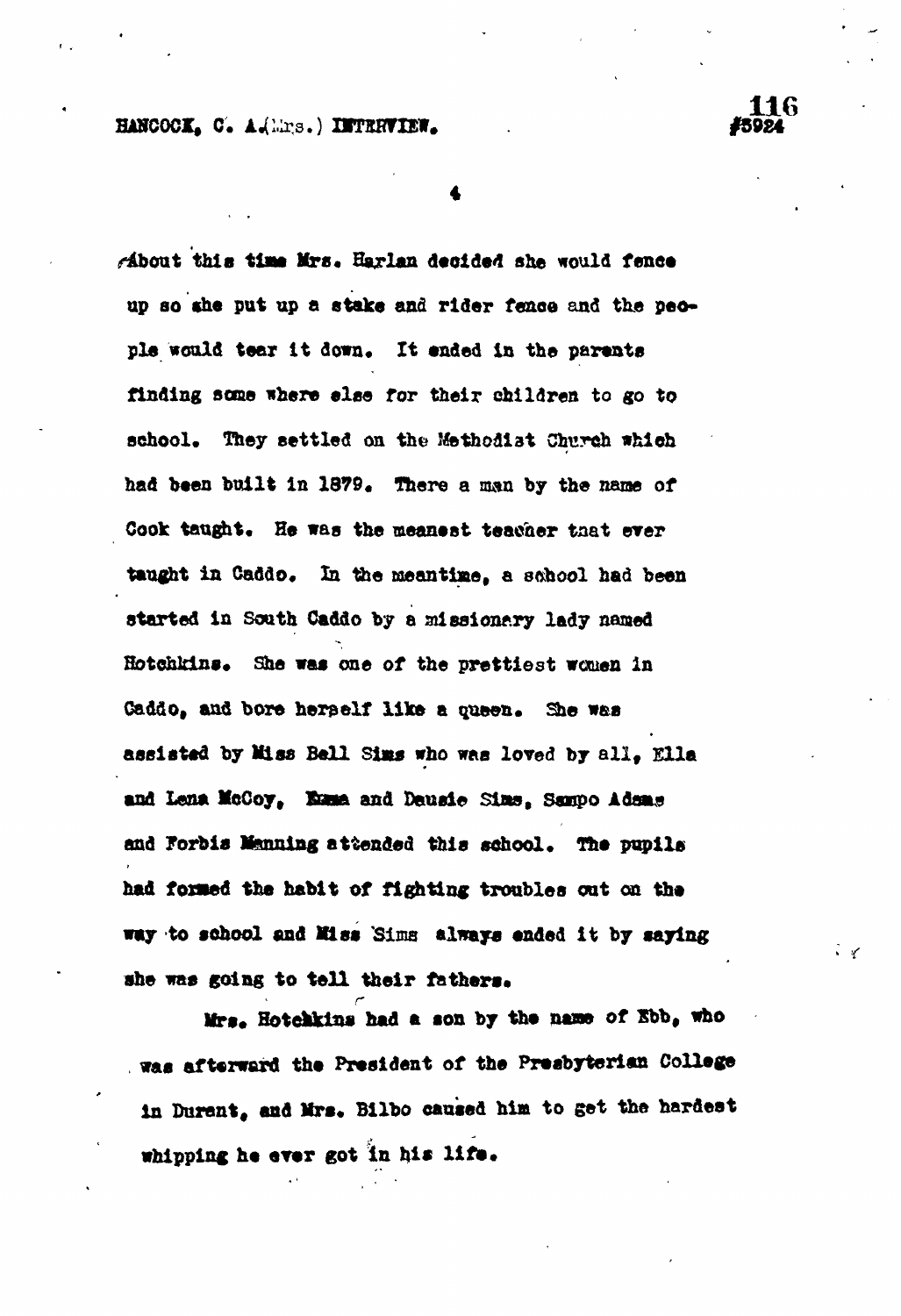About this time Mrs. Harlan decided she would fence up so she put up a stake and rider fence and the people would tear it down. It ended in the parents finding some where else for their children to go to school. They settled on the Methodist Church which had been built in 1879. There a man by the name of Cook taught. He was the meanest teacher that ever taught in Caddo. In the meantime, a school had been started in South Caddo by a missionary lady named Hotchkins. She was one of the prettiest women in Caddo, and bore herself like a queen. She was assisted by Miss Bell Sims who was loved by all, Ella and Lena McCoy, Emma and Dausie Sims, Sampo Adams and Forbis Manning attended this school. The pupils had formed the habit of fighting troubles out on the way to school and Miss Sims always ended it by saying she was going to tell their fathers.

Mrs. Hotchkins had a son by the name of Ebb, who was afterward the President of the Presbyterian College in Durant, and Mrs. Bilbo caused him to get the hardest whipping he ever got in his life.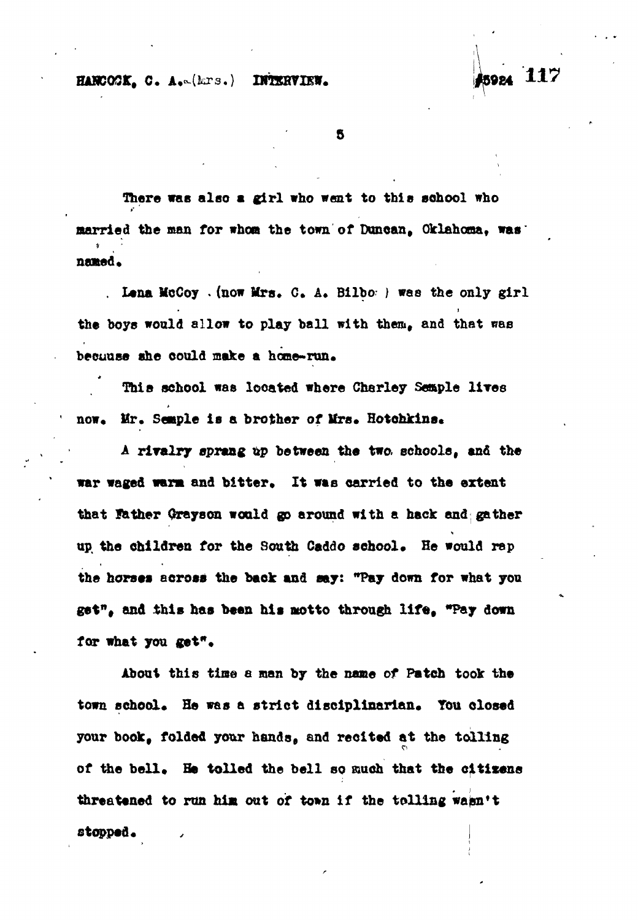There was also a girl who went to this school who married the man for whom the town of Duncan, Oklahoma, was named.

Lena McCoy (now Mrs. C. A. Bilbo) was the only girl the boys would allow to play ball with them, and that was because she could make a home-run.

This school was located where Charley Semple lives now. Mr. Semple is a brother of Mrs. Hotchkins.

A rivalry sprang up between the two schools, and the war waged warm and bitter. It was carried to the extent that Father Grayson would go around with a hack and gather up the children for the South Caddo school. He would rap the horses across the back and say: "Pay down for what you get", and this has been his motto through life, "Pay down for what you get".

About this time a man by the name of Patch took the town school. He was a strict disciplinarian. You closed your book, folded your hands, and recited at the tolling of the bell. He tolled the bell so much that the citizens threatened to run him out of town if the tolling wasn't stopped.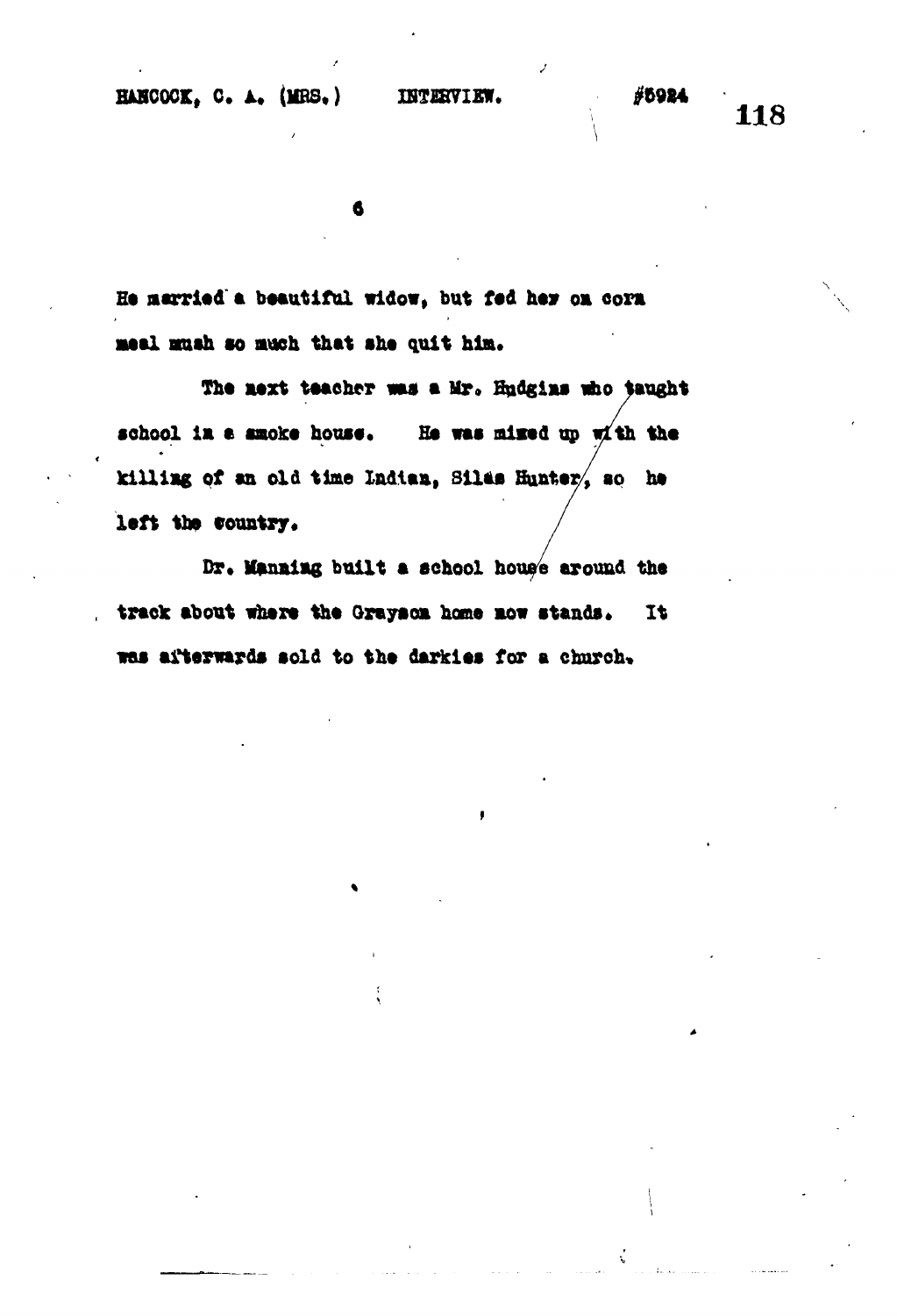He married a beautiful widow, but fed her on corn meal mush so much that she quit him.

The next teacher was a Mr. Hudgins who taught school in a smoke house. He was mixed up with the killing of an old time Indian, Silas Hunter, so he left the country.

Dr. Manning built a school house around the track about where the Grayson home now stands. It was afterwards sold to the darkies for a church.